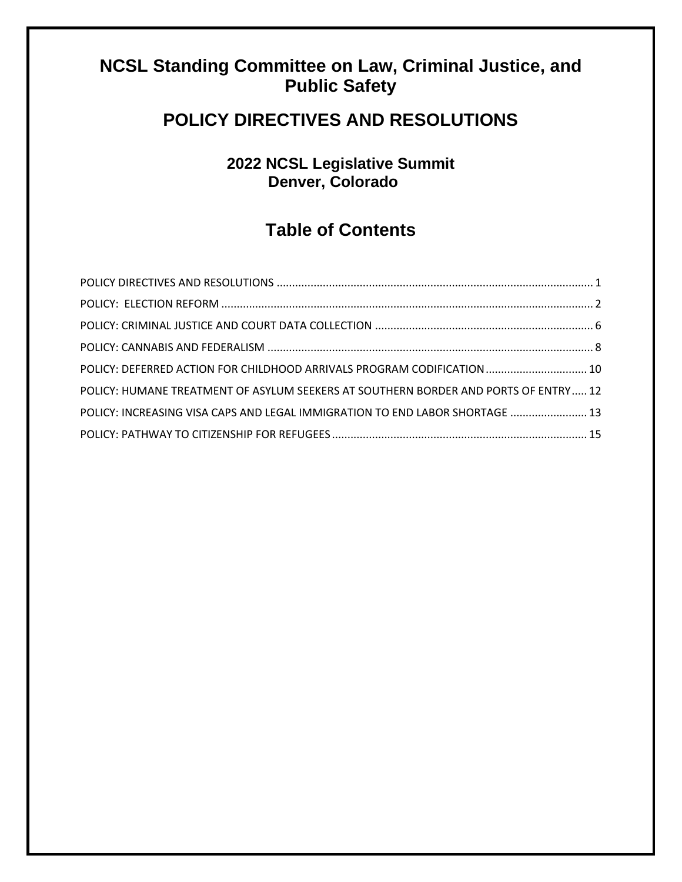# NCSL Standing Committee on Law, Criminal Justice, and Public Safety

## POLICY DIRECTIVES AND RESOLUTIONS

### 2022 NCSL Legislative Summit
### Denver, Colorado

## Table of Contents

POLICY DIRECTIVES AND RESOLUTIONS ........................................ 1

POLICY: ELECTION REFORM ........................................ 2

POLICY: CRIMINAL JUSTICE AND COURT DATA COLLECTION ........................................ 6

POLICY: CANNABIS AND FEDERALISM ........................................ 8

POLICY: DEFERRED ACTION FOR CHILDHOOD ARRIVALS PROGRAM CODIFICATION ........................................ 10

POLICY: HUMANE TREATMENT OF ASYLUM SEEKERS AT SOUTHERN BORDER AND PORTS OF ENTRY ..... 12

POLICY: INCREASING VISA CAPS AND LEGAL IMMIGRATION TO END LABOR SHORTAGE ........................................ 13

POLICY: PATHWAY TO CITIZENSHIP FOR REFUGEES ........................................ 15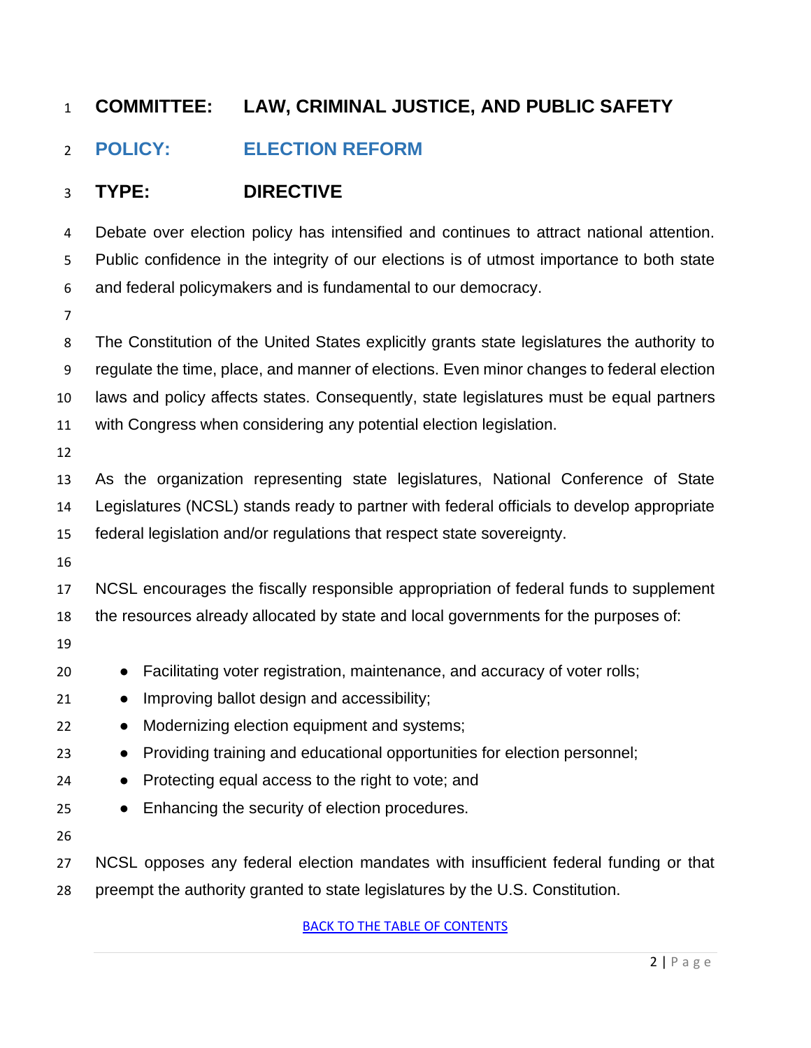**COMMITTEE: LAW, CRIMINAL JUSTICE, AND PUBLIC SAFETY**

## POLICY: ELECTION REFORM

**TYPE: DIRECTIVE**

Debate over election policy has intensified and continues to attract national attention. Public confidence in the integrity of our elections is of utmost importance to both state and federal policymakers and is fundamental to our democracy.

The Constitution of the United States explicitly grants state legislatures the authority to regulate the time, place, and manner of elections. Even minor changes to federal election laws and policy affects states. Consequently, state legislatures must be equal partners with Congress when considering any potential election legislation.

As the organization representing state legislatures, National Conference of State Legislatures (NCSL) stands ready to partner with federal officials to develop appropriate federal legislation and/or regulations that respect state sovereignty.

NCSL encourages the fiscally responsible appropriation of federal funds to supplement the resources already allocated by state and local governments for the purposes of:

- Facilitating voter registration, maintenance, and accuracy of voter rolls;
- Improving ballot design and accessibility;
- Modernizing election equipment and systems;
- Providing training and educational opportunities for election personnel;
- Protecting equal access to the right to vote; and
- Enhancing the security of election procedures.

NCSL opposes any federal election mandates with insufficient federal funding or that preempt the authority granted to state legislatures by the U.S. Constitution.

BACK TO THE TABLE OF CONTENTS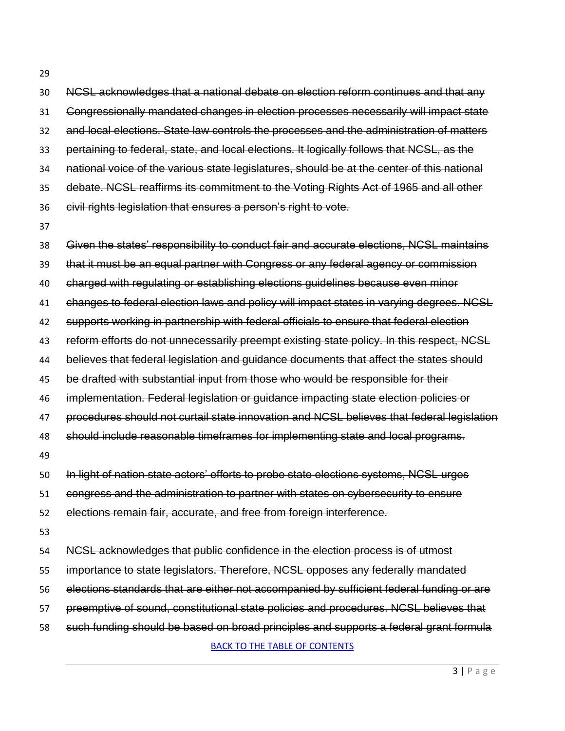~~NCSL acknowledges that a national debate on election reform continues and that any Congressionally mandated changes in election processes necessarily will impact state and local elections. State law controls the processes and the administration of matters pertaining to federal, state, and local elections. It logically follows that NCSL, as the national voice of the various state legislatures, should be at the center of this national debate. NCSL reaffirms its commitment to the Voting Rights Act of 1965 and all other civil rights legislation that ensures a person's right to vote.~~

~~Given the states' responsibility to conduct fair and accurate elections, NCSL maintains that it must be an equal partner with Congress or any federal agency or commission charged with regulating or establishing elections guidelines because even minor changes to federal election laws and policy will impact states in varying degrees. NCSL supports working in partnership with federal officials to ensure that federal election reform efforts do not unnecessarily preempt existing state policy. In this respect, NCSL believes that federal legislation and guidance documents that affect the states should be drafted with substantial input from those who would be responsible for their implementation. Federal legislation or guidance impacting state election policies or procedures should not curtail state innovation and NCSL believes that federal legislation should include reasonable timeframes for implementing state and local programs.~~

~~In light of nation state actors' efforts to probe state elections systems, NCSL urges congress and the administration to partner with states on cybersecurity to ensure elections remain fair, accurate, and free from foreign interference.~~

~~NCSL acknowledges that public confidence in the election process is of utmost importance to state legislators. Therefore, NCSL opposes any federally mandated elections standards that are either not accompanied by sufficient federal funding or are preemptive of sound, constitutional state policies and procedures. NCSL believes that such funding should be based on broad principles and supports a federal grant formula~~

BACK TO THE TABLE OF CONTENTS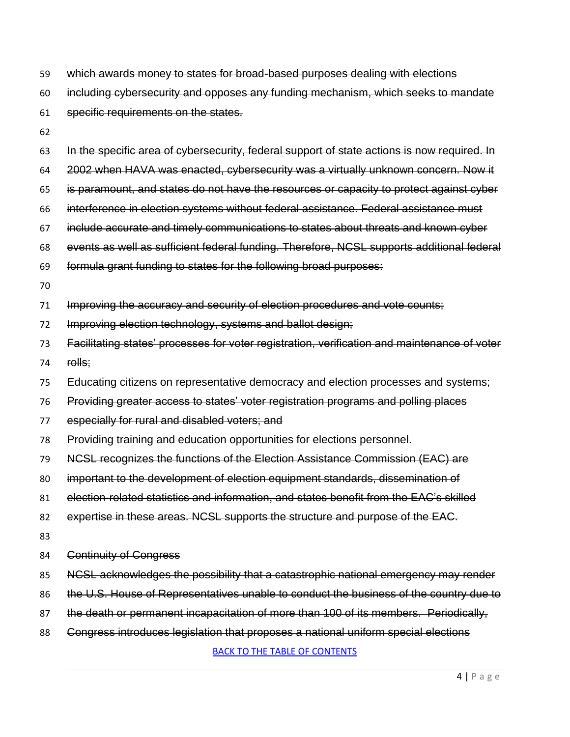~~which awards money to states for broad-based purposes dealing with elections including cybersecurity and opposes any funding mechanism, which seeks to mandate specific requirements on the states.~~

~~In the specific area of cybersecurity, federal support of state actions is now required. In 2002 when HAVA was enacted, cybersecurity was a virtually unknown concern. Now it is paramount, and states do not have the resources or capacity to protect against cyber interference in election systems without federal assistance. Federal assistance must include accurate and timely communications to states about threats and known cyber events as well as sufficient federal funding. Therefore, NCSL supports additional federal formula grant funding to states for the following broad purposes:~~

~~Improving the accuracy and security of election procedures and vote counts;~~
~~Improving election technology, systems and ballot design;~~
~~Facilitating states' processes for voter registration, verification and maintenance of voter rolls;~~
~~Educating citizens on representative democracy and election processes and systems;~~
~~Providing greater access to states' voter registration programs and polling places especially for rural and disabled voters; and~~
~~Providing training and education opportunities for elections personnel.~~
~~NCSL recognizes the functions of the Election Assistance Commission (EAC) are important to the development of election equipment standards, dissemination of election-related statistics and information, and states benefit from the EAC's skilled expertise in these areas. NCSL supports the structure and purpose of the EAC.~~

~~Continuity of Congress~~

~~NCSL acknowledges the possibility that a catastrophic national emergency may render the U.S. House of Representatives unable to conduct the business of the country due to the death or permanent incapacitation of more than 100 of its members. Periodically, Congress introduces legislation that proposes a national uniform special elections~~

BACK TO THE TABLE OF CONTENTS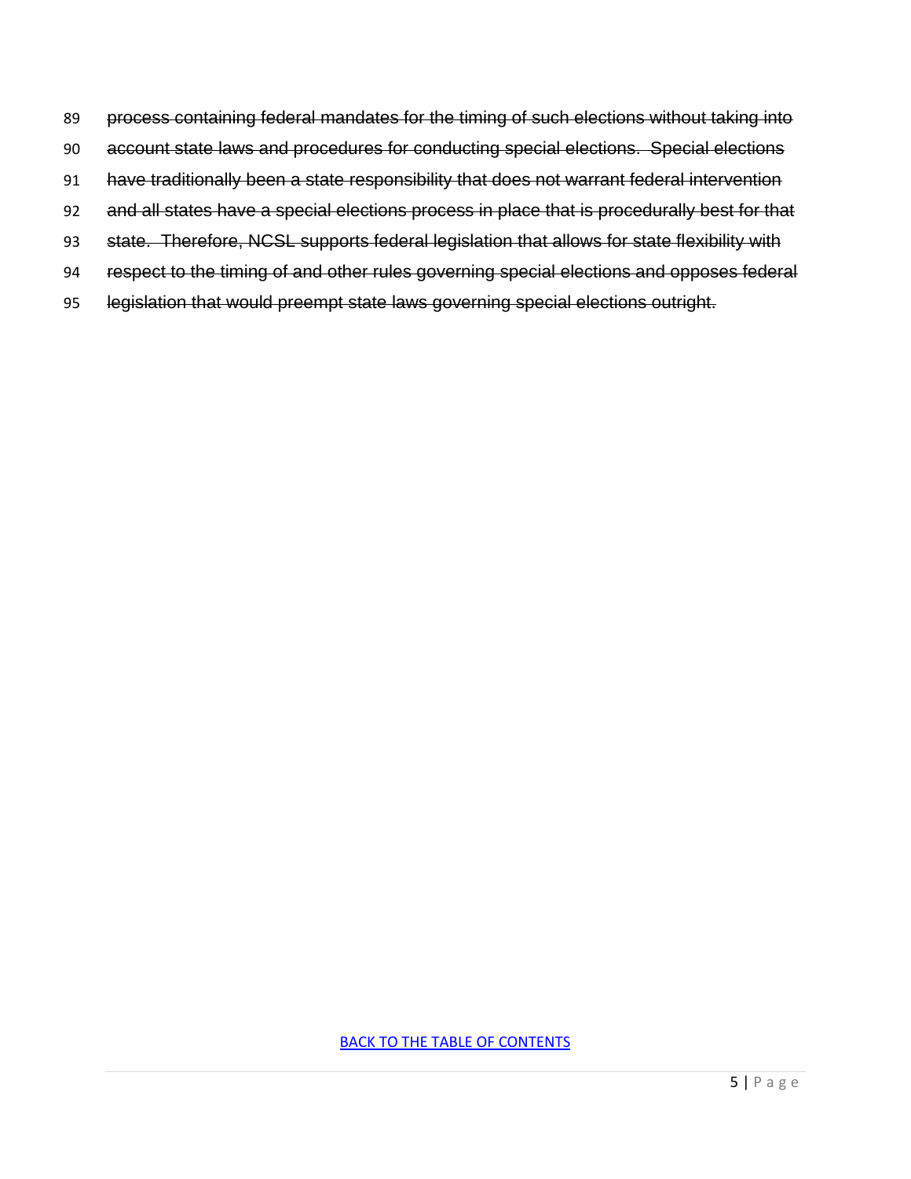~~process containing federal mandates for the timing of such elections without taking into account state laws and procedures for conducting special elections. Special elections have traditionally been a state responsibility that does not warrant federal intervention and all states have a special elections process in place that is procedurally best for that state. Therefore, NCSL supports federal legislation that allows for state flexibility with respect to the timing of and other rules governing special elections and opposes federal legislation that would preempt state laws governing special elections outright.~~

BACK TO THE TABLE OF CONTENTS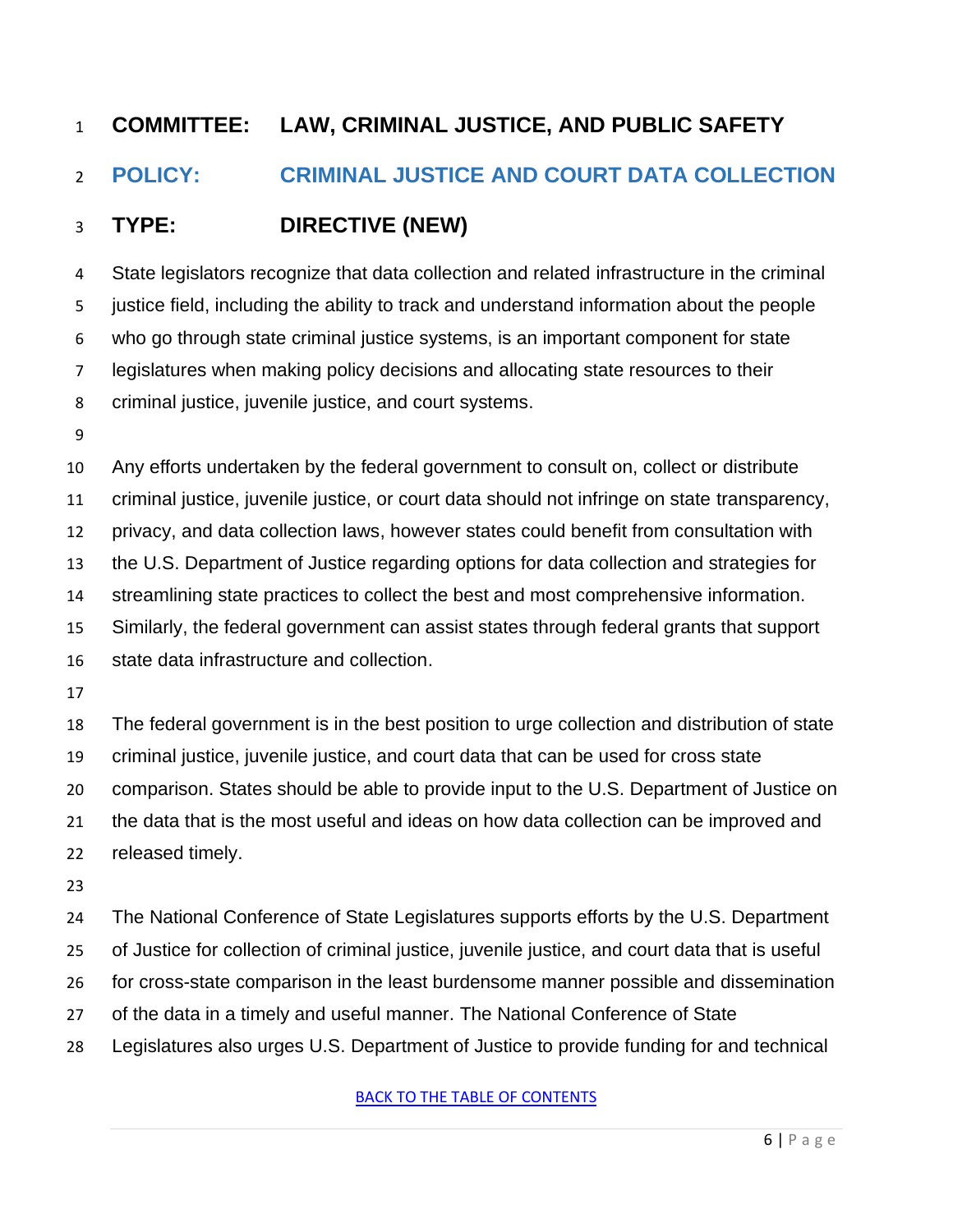**COMMITTEE:** **LAW, CRIMINAL JUSTICE, AND PUBLIC SAFETY**

## POLICY: CRIMINAL JUSTICE AND COURT DATA COLLECTION

**TYPE:** **DIRECTIVE (NEW)**

State legislators recognize that data collection and related infrastructure in the criminal justice field, including the ability to track and understand information about the people who go through state criminal justice systems, is an important component for state legislatures when making policy decisions and allocating state resources to their criminal justice, juvenile justice, and court systems.

Any efforts undertaken by the federal government to consult on, collect or distribute criminal justice, juvenile justice, or court data should not infringe on state transparency, privacy, and data collection laws, however states could benefit from consultation with the U.S. Department of Justice regarding options for data collection and strategies for streamlining state practices to collect the best and most comprehensive information. Similarly, the federal government can assist states through federal grants that support state data infrastructure and collection.

The federal government is in the best position to urge collection and distribution of state criminal justice, juvenile justice, and court data that can be used for cross state comparison. States should be able to provide input to the U.S. Department of Justice on the data that is the most useful and ideas on how data collection can be improved and released timely.

The National Conference of State Legislatures supports efforts by the U.S. Department of Justice for collection of criminal justice, juvenile justice, and court data that is useful for cross-state comparison in the least burdensome manner possible and dissemination of the data in a timely and useful manner. The National Conference of State Legislatures also urges U.S. Department of Justice to provide funding for and technical

BACK TO THE TABLE OF CONTENTS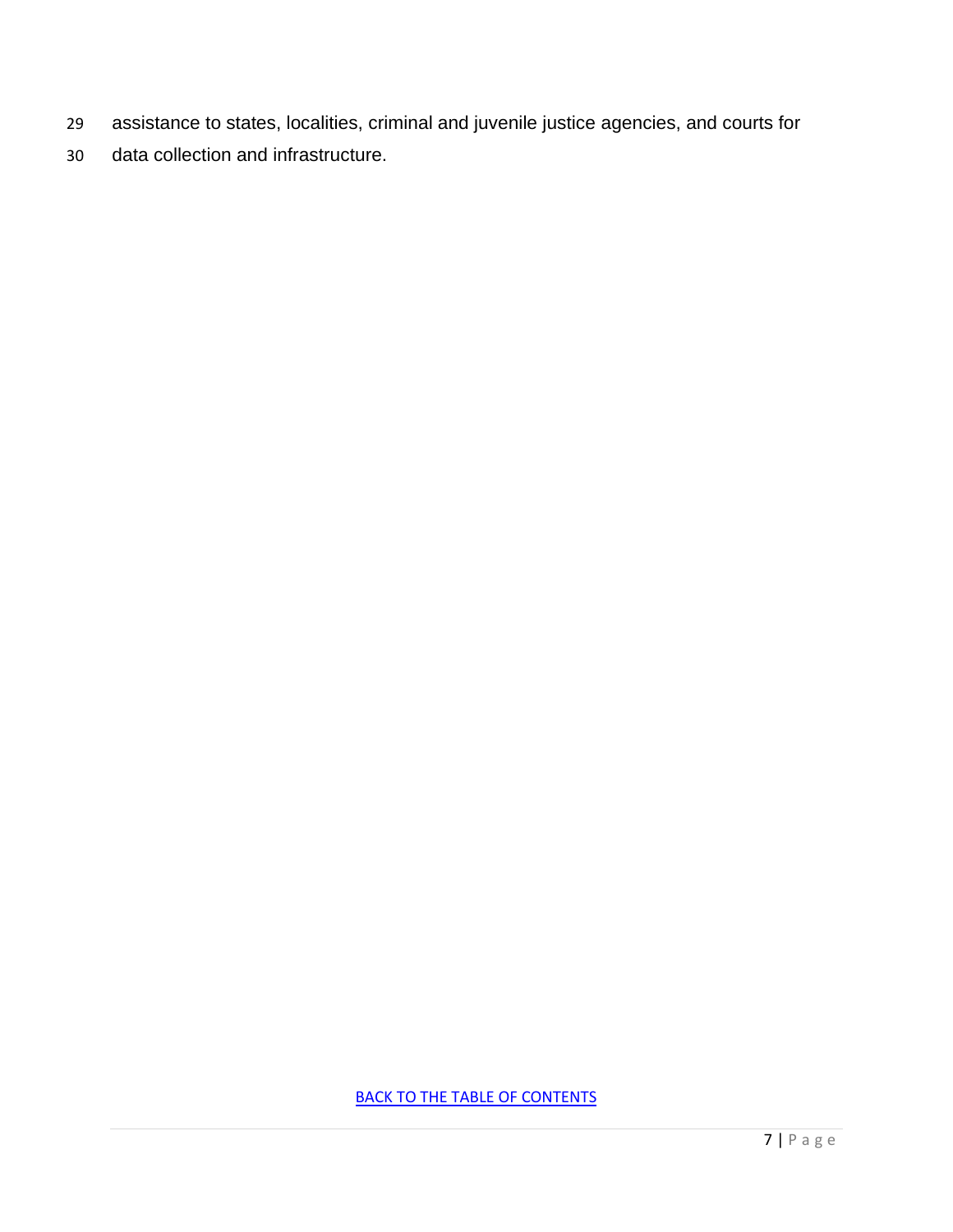assistance to states, localities, criminal and juvenile justice agencies, and courts for data collection and infrastructure.

BACK TO THE TABLE OF CONTENTS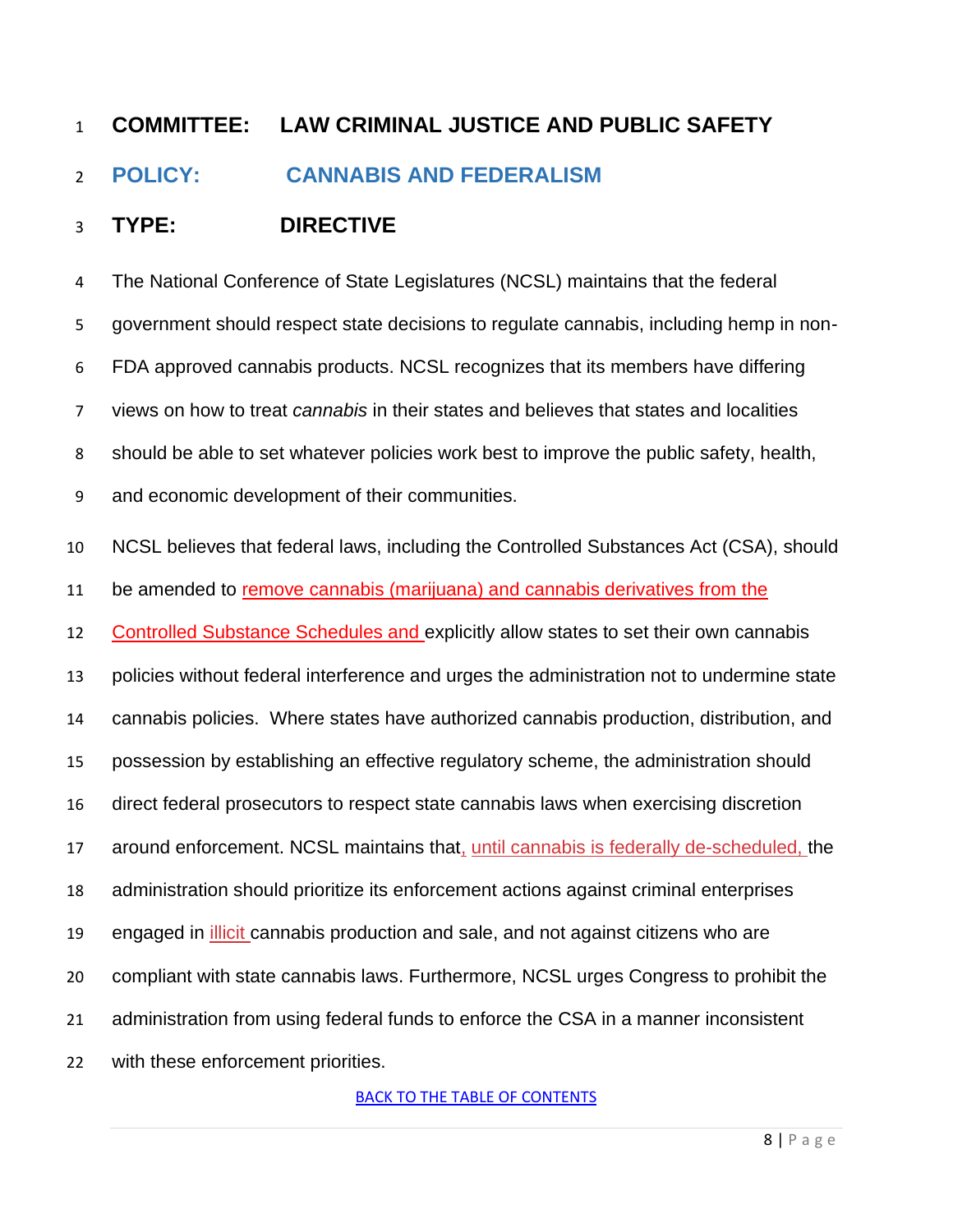**COMMITTEE: LAW CRIMINAL JUSTICE AND PUBLIC SAFETY**

## POLICY: CANNABIS AND FEDERALISM

**TYPE: DIRECTIVE**

The National Conference of State Legislatures (NCSL) maintains that the federal government should respect state decisions to regulate cannabis, including hemp in non-FDA approved cannabis products. NCSL recognizes that its members have differing views on how to treat *cannabis* in their states and believes that states and localities should be able to set whatever policies work best to improve the public safety, health, and economic development of their communities.

NCSL believes that federal laws, including the Controlled Substances Act (CSA), should be amended to remove cannabis (marijuana) and cannabis derivatives from the Controlled Substance Schedules and explicitly allow states to set their own cannabis policies without federal interference and urges the administration not to undermine state cannabis policies. Where states have authorized cannabis production, distribution, and possession by establishing an effective regulatory scheme, the administration should direct federal prosecutors to respect state cannabis laws when exercising discretion around enforcement. NCSL maintains that, until cannabis is federally de-scheduled, the administration should prioritize its enforcement actions against criminal enterprises engaged in illicit cannabis production and sale, and not against citizens who are compliant with state cannabis laws. Furthermore, NCSL urges Congress to prohibit the administration from using federal funds to enforce the CSA in a manner inconsistent with these enforcement priorities.

BACK TO THE TABLE OF CONTENTS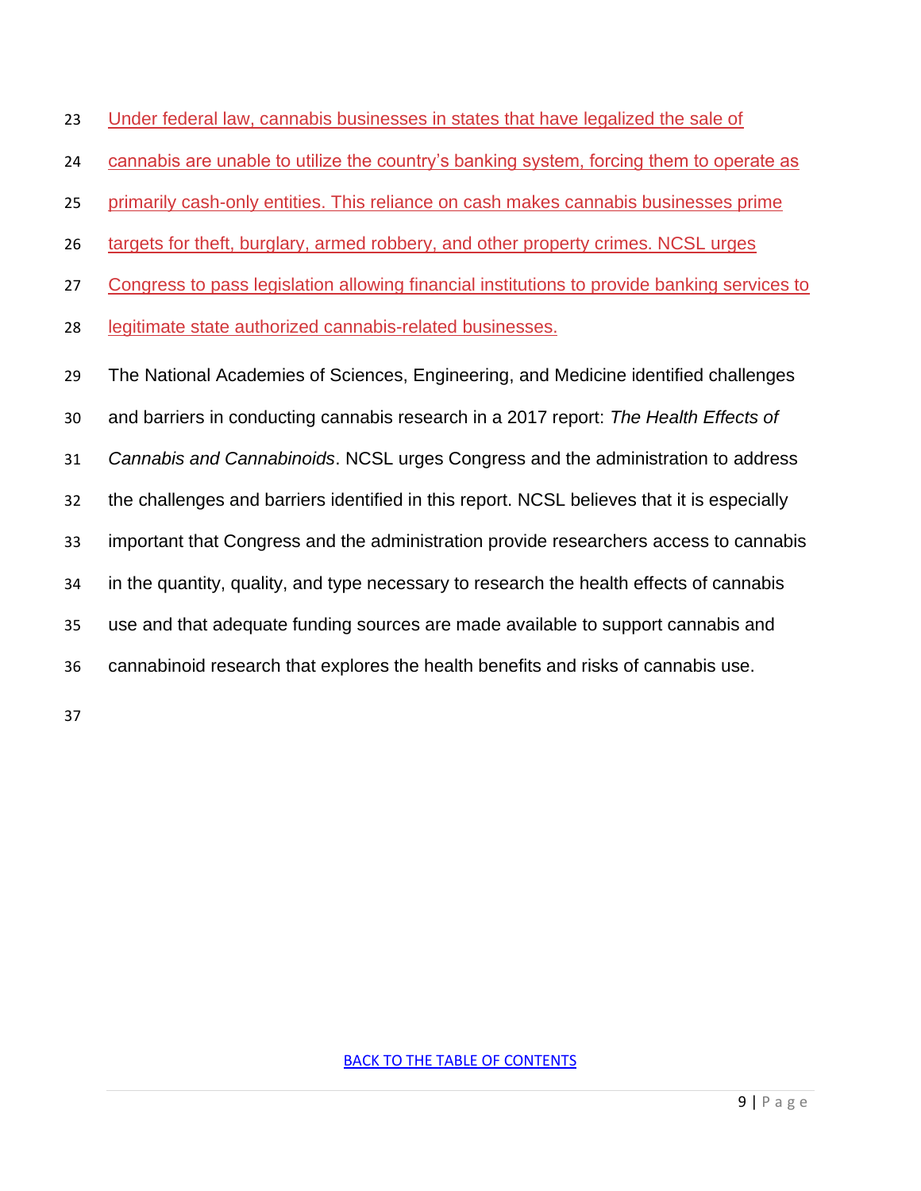Under federal law, cannabis businesses in states that have legalized the sale of cannabis are unable to utilize the country's banking system, forcing them to operate as primarily cash-only entities. This reliance on cash makes cannabis businesses prime targets for theft, burglary, armed robbery, and other property crimes. NCSL urges Congress to pass legislation allowing financial institutions to provide banking services to legitimate state authorized cannabis-related businesses.

The National Academies of Sciences, Engineering, and Medicine identified challenges and barriers in conducting cannabis research in a 2017 report: *The Health Effects of Cannabis and Cannabinoids*. NCSL urges Congress and the administration to address the challenges and barriers identified in this report. NCSL believes that it is especially important that Congress and the administration provide researchers access to cannabis in the quantity, quality, and type necessary to research the health effects of cannabis use and that adequate funding sources are made available to support cannabis and cannabinoid research that explores the health benefits and risks of cannabis use.

BACK TO THE TABLE OF CONTENTS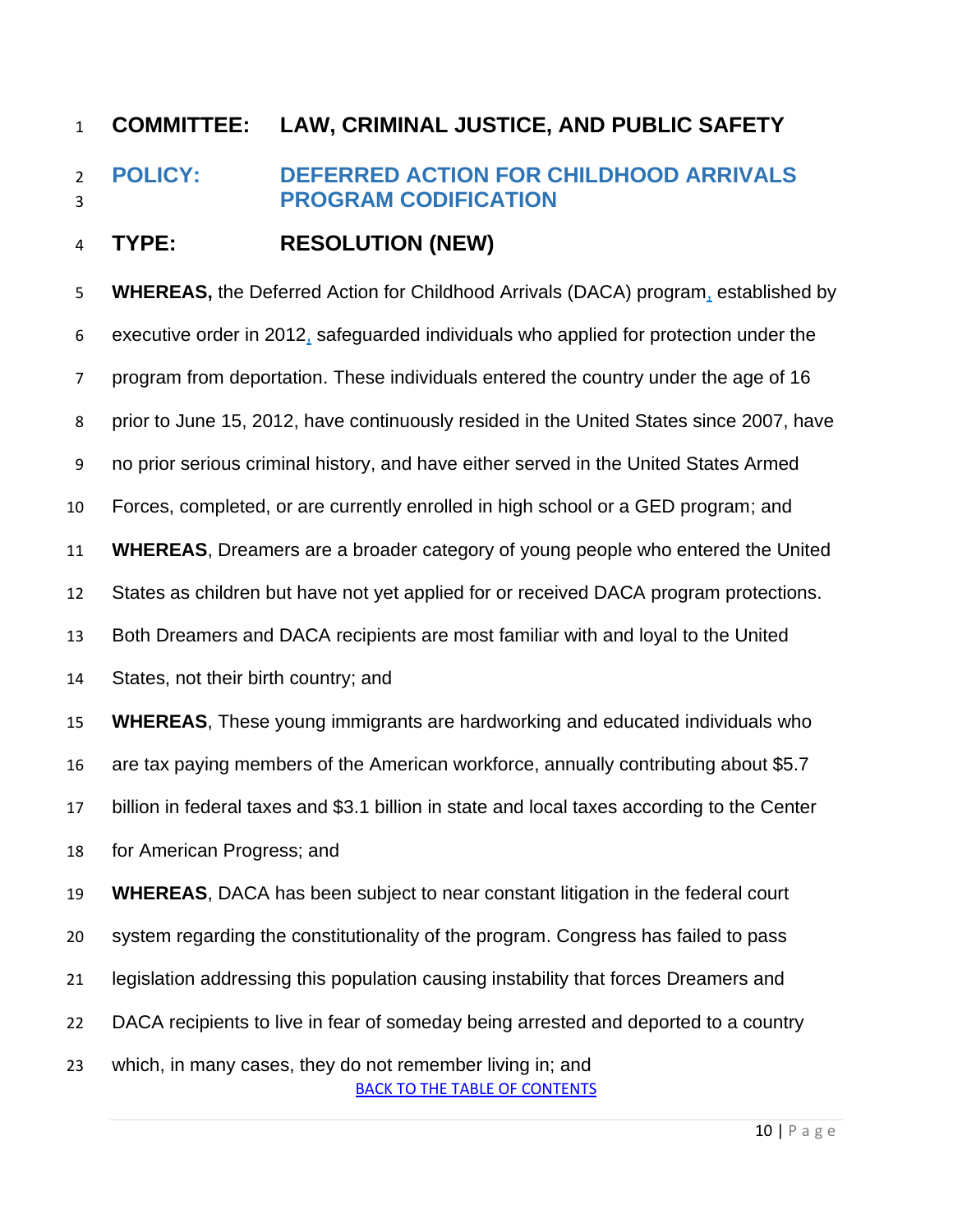**COMMITTEE: LAW, CRIMINAL JUSTICE, AND PUBLIC SAFETY**

## POLICY: DEFERRED ACTION FOR CHILDHOOD ARRIVALS PROGRAM CODIFICATION

**TYPE: RESOLUTION (NEW)**

**WHEREAS,** the Deferred Action for Childhood Arrivals (DACA) program, established by executive order in 2012, safeguarded individuals who applied for protection under the program from deportation. These individuals entered the country under the age of 16 prior to June 15, 2012, have continuously resided in the United States since 2007, have no prior serious criminal history, and have either served in the United States Armed Forces, completed, or are currently enrolled in high school or a GED program; and

**WHEREAS**, Dreamers are a broader category of young people who entered the United States as children but have not yet applied for or received DACA program protections. Both Dreamers and DACA recipients are most familiar with and loyal to the United States, not their birth country; and

**WHEREAS**, These young immigrants are hardworking and educated individuals who are tax paying members of the American workforce, annually contributing about $5.7 billion in federal taxes and $3.1 billion in state and local taxes according to the Center for American Progress; and

**WHEREAS**, DACA has been subject to near constant litigation in the federal court system regarding the constitutionality of the program. Congress has failed to pass legislation addressing this population causing instability that forces Dreamers and DACA recipients to live in fear of someday being arrested and deported to a country which, in many cases, they do not remember living in; and

BACK TO THE TABLE OF CONTENTS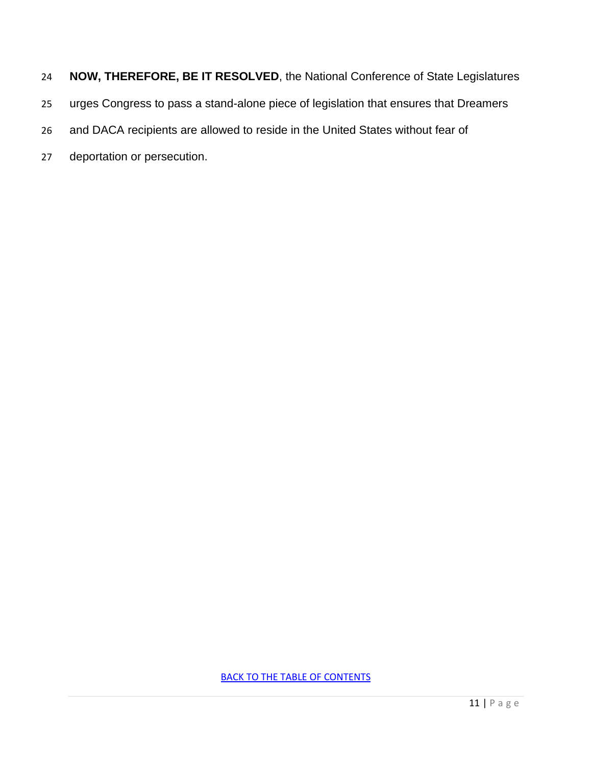**NOW, THEREFORE, BE IT RESOLVED**, the National Conference of State Legislatures urges Congress to pass a stand-alone piece of legislation that ensures that Dreamers and DACA recipients are allowed to reside in the United States without fear of deportation or persecution.

BACK TO THE TABLE OF CONTENTS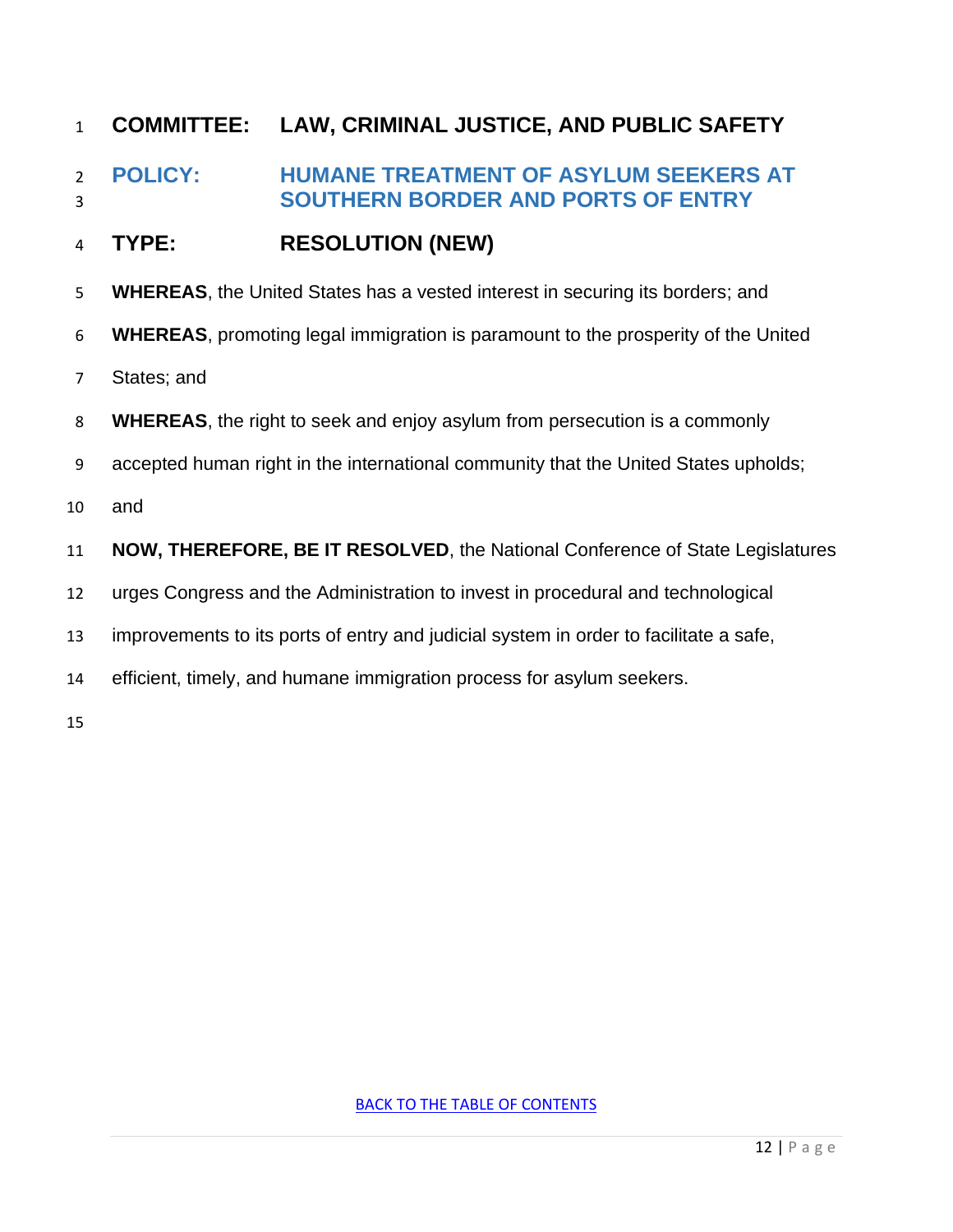**COMMITTEE: LAW, CRIMINAL JUSTICE, AND PUBLIC SAFETY**

**POLICY: HUMANE TREATMENT OF ASYLUM SEEKERS AT SOUTHERN BORDER AND PORTS OF ENTRY**

**TYPE: RESOLUTION (NEW)**

**WHEREAS**, the United States has a vested interest in securing its borders; and

**WHEREAS**, promoting legal immigration is paramount to the prosperity of the United States; and

**WHEREAS**, the right to seek and enjoy asylum from persecution is a commonly accepted human right in the international community that the United States upholds; and

**NOW, THEREFORE, BE IT RESOLVED**, the National Conference of State Legislatures urges Congress and the Administration to invest in procedural and technological improvements to its ports of entry and judicial system in order to facilitate a safe, efficient, timely, and humane immigration process for asylum seekers.

BACK TO THE TABLE OF CONTENTS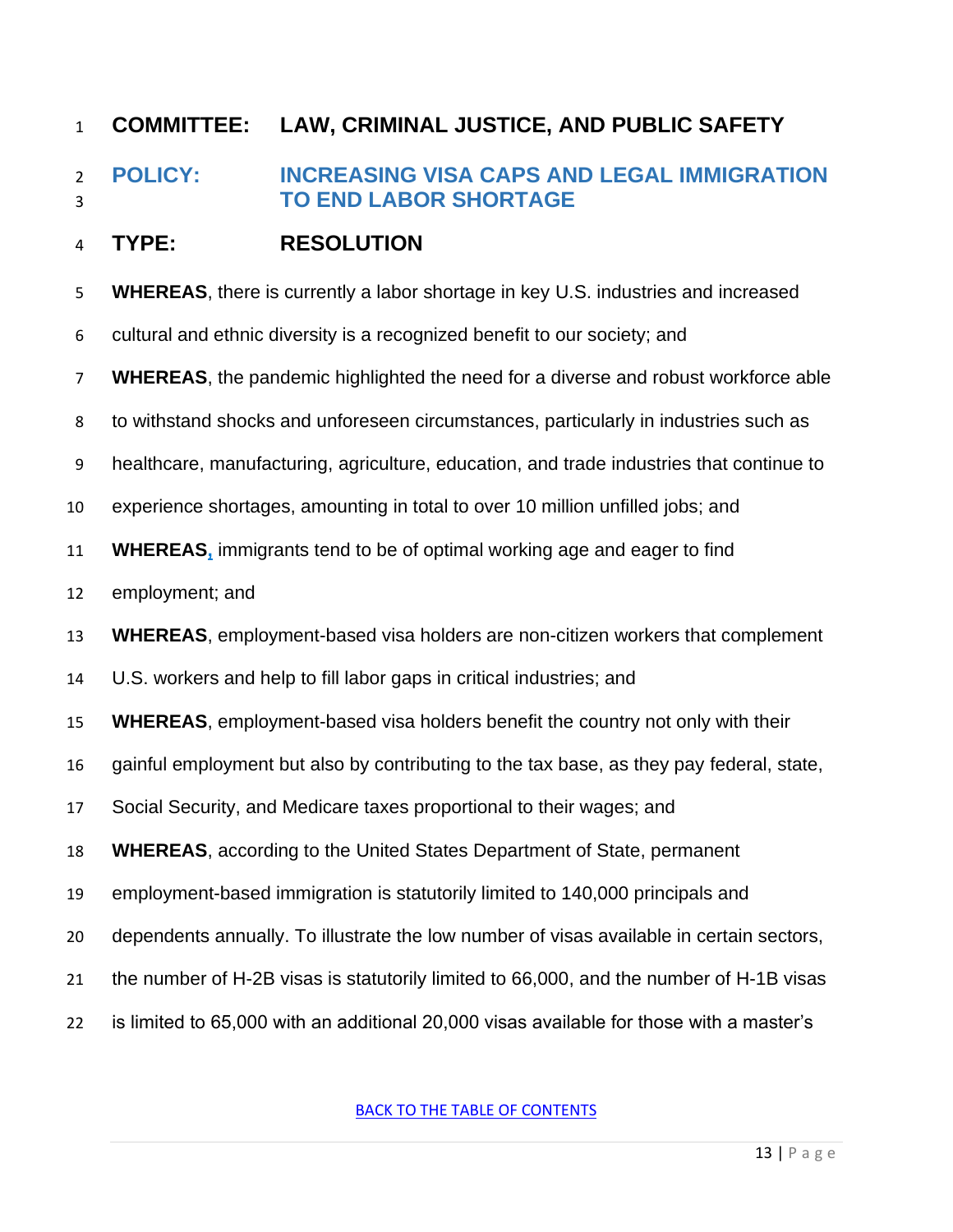**COMMITTEE:** **LAW, CRIMINAL JUSTICE, AND PUBLIC SAFETY**

## POLICY: INCREASING VISA CAPS AND LEGAL IMMIGRATION TO END LABOR SHORTAGE

**TYPE:** **RESOLUTION**

**WHEREAS**, there is currently a labor shortage in key U.S. industries and increased cultural and ethnic diversity is a recognized benefit to our society; and

**WHEREAS**, the pandemic highlighted the need for a diverse and robust workforce able to withstand shocks and unforeseen circumstances, particularly in industries such as healthcare, manufacturing, agriculture, education, and trade industries that continue to experience shortages, amounting in total to over 10 million unfilled jobs; and

**WHEREAS**, immigrants tend to be of optimal working age and eager to find employment; and

**WHEREAS**, employment-based visa holders are non-citizen workers that complement U.S. workers and help to fill labor gaps in critical industries; and

**WHEREAS**, employment-based visa holders benefit the country not only with their gainful employment but also by contributing to the tax base, as they pay federal, state, Social Security, and Medicare taxes proportional to their wages; and

**WHEREAS**, according to the United States Department of State, permanent employment-based immigration is statutorily limited to 140,000 principals and dependents annually. To illustrate the low number of visas available in certain sectors, the number of H-2B visas is statutorily limited to 66,000, and the number of H-1B visas is limited to 65,000 with an additional 20,000 visas available for those with a master's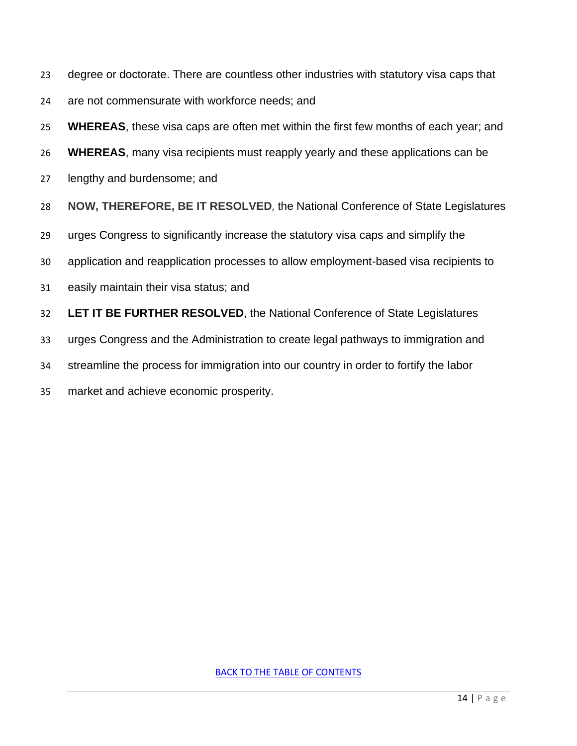degree or doctorate. There are countless other industries with statutory visa caps that are not commensurate with workforce needs; and

**WHEREAS**, these visa caps are often met within the first few months of each year; and

**WHEREAS**, many visa recipients must reapply yearly and these applications can be lengthy and burdensome; and

**NOW, THEREFORE, BE IT RESOLVED**, the National Conference of State Legislatures urges Congress to significantly increase the statutory visa caps and simplify the application and reapplication processes to allow employment-based visa recipients to easily maintain their visa status; and

**LET IT BE FURTHER RESOLVED**, the National Conference of State Legislatures urges Congress and the Administration to create legal pathways to immigration and streamline the process for immigration into our country in order to fortify the labor market and achieve economic prosperity.

BACK TO THE TABLE OF CONTENTS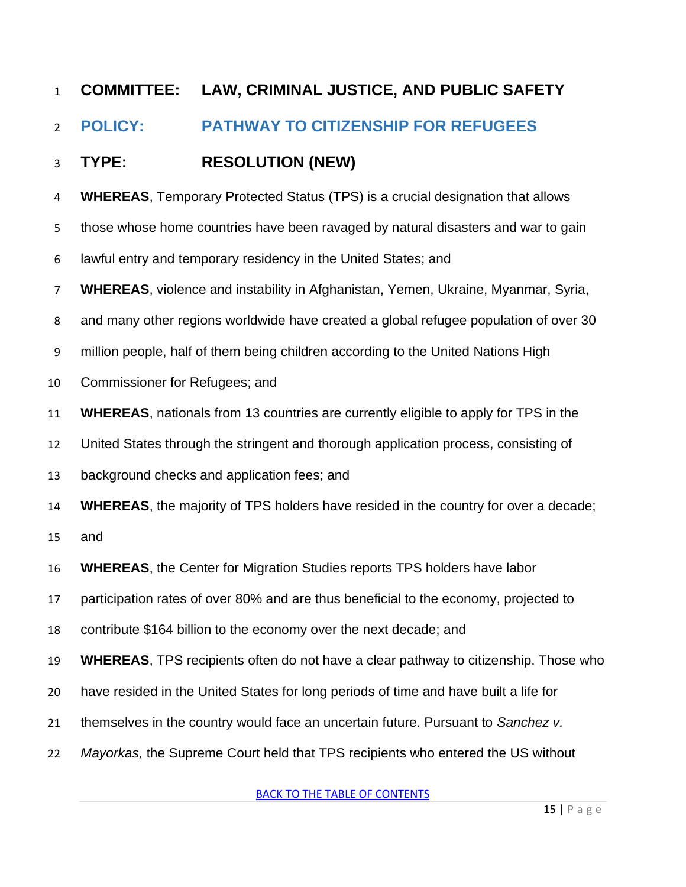**COMMITTEE: LAW, CRIMINAL JUSTICE, AND PUBLIC SAFETY**

**POLICY: PATHWAY TO CITIZENSHIP FOR REFUGEES**

**TYPE: RESOLUTION (NEW)**

**WHEREAS**, Temporary Protected Status (TPS) is a crucial designation that allows those whose home countries have been ravaged by natural disasters and war to gain lawful entry and temporary residency in the United States; and

**WHEREAS**, violence and instability in Afghanistan, Yemen, Ukraine, Myanmar, Syria, and many other regions worldwide have created a global refugee population of over 30 million people, half of them being children according to the United Nations High Commissioner for Refugees; and

**WHEREAS**, nationals from 13 countries are currently eligible to apply for TPS in the United States through the stringent and thorough application process, consisting of background checks and application fees; and

**WHEREAS**, the majority of TPS holders have resided in the country for over a decade; and

**WHEREAS**, the Center for Migration Studies reports TPS holders have labor participation rates of over 80% and are thus beneficial to the economy, projected to contribute $164 billion to the economy over the next decade; and

**WHEREAS**, TPS recipients often do not have a clear pathway to citizenship. Those who have resided in the United States for long periods of time and have built a life for themselves in the country would face an uncertain future. Pursuant to *Sanchez v. Mayorkas,* the Supreme Court held that TPS recipients who entered the US without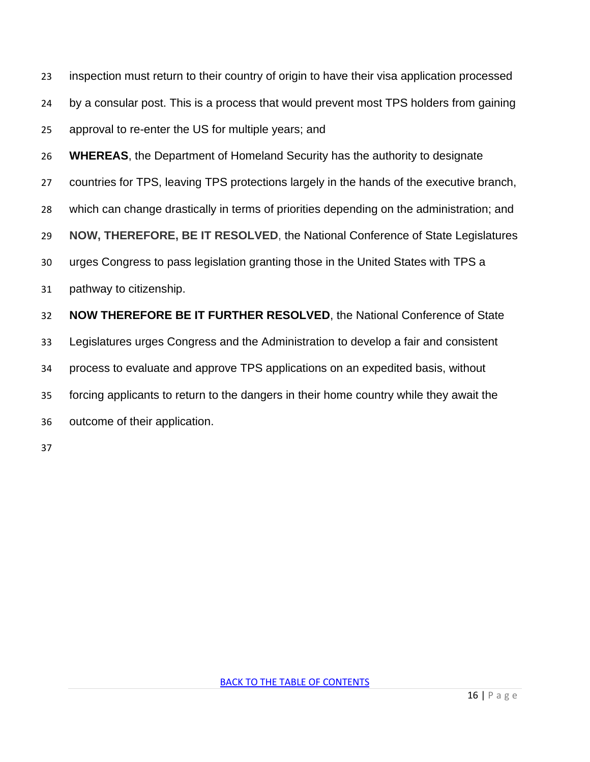inspection must return to their country of origin to have their visa application processed by a consular post. This is a process that would prevent most TPS holders from gaining approval to re-enter the US for multiple years; and

**WHEREAS**, the Department of Homeland Security has the authority to designate countries for TPS, leaving TPS protections largely in the hands of the executive branch, which can change drastically in terms of priorities depending on the administration; and

**NOW, THEREFORE, BE IT RESOLVED**, the National Conference of State Legislatures urges Congress to pass legislation granting those in the United States with TPS a pathway to citizenship.

**NOW THEREFORE BE IT FURTHER RESOLVED**, the National Conference of State Legislatures urges Congress and the Administration to develop a fair and consistent process to evaluate and approve TPS applications on an expedited basis, without forcing applicants to return to the dangers in their home country while they await the outcome of their application.

BACK TO THE TABLE OF CONTENTS